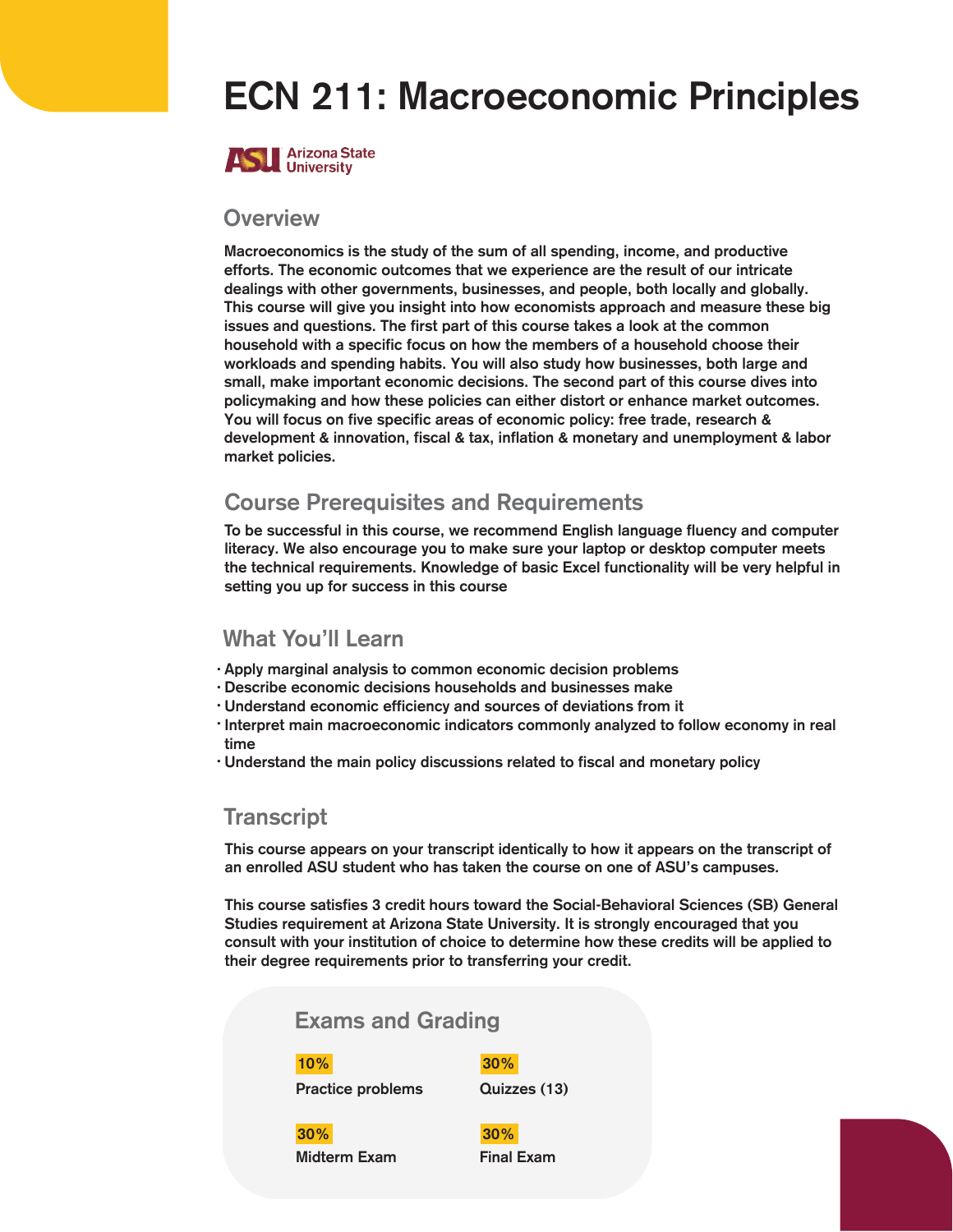# ECN 211: Macroeconomic Principles

Arizona State University

## Overview

Macroeconomics is the study of the sum of all spending, income, and productive efforts. The economic outcomes that we experience are the result of our intricate dealings with other governments, businesses, and people, both locally and globally. This course will give you insight into how economists approach and measure these big issues and questions. The first part of this course takes a look at the common household with a specific focus on how the members of a household choose their workloads and spending habits. You will also study how businesses, both large and small, make important economic decisions. The second part of this course dives into policymaking and how these policies can either distort or enhance market outcomes. You will focus on five specific areas of economic policy: free trade, research & development & innovation, fiscal & tax, inflation & monetary and unemployment & labor market policies.

## Course Prerequisites and Requirements

To be successful in this course, we recommend English language fluency and computer literacy. We also encourage you to make sure your laptop or desktop computer meets the technical requirements. Knowledge of basic Excel functionality will be very helpful in setting you up for success in this course

## What You'll Learn

- Apply marginal analysis to common economic decision problems
- Describe economic decisions households and businesses make
- Understand economic efficiency and sources of deviations from it
- Interpret main macroeconomic indicators commonly analyzed to follow economy in real time
- Understand the main policy discussions related to fiscal and monetary policy

## Transcript

This course appears on your transcript identically to how it appears on the transcript of an enrolled ASU student who has taken the course on one of ASU's campuses.

This course satisfies 3 credit hours toward the Social-Behavioral Sciences (SB) General Studies requirement at Arizona State University. It is strongly encouraged that you consult with your institution of choice to determine how these credits will be applied to their degree requirements prior to transferring your credit.

## Exams and Grading

**10%**
Practice problems

**30%**
Quizzes (13)

**30%**
Midterm Exam

**30%**
Final Exam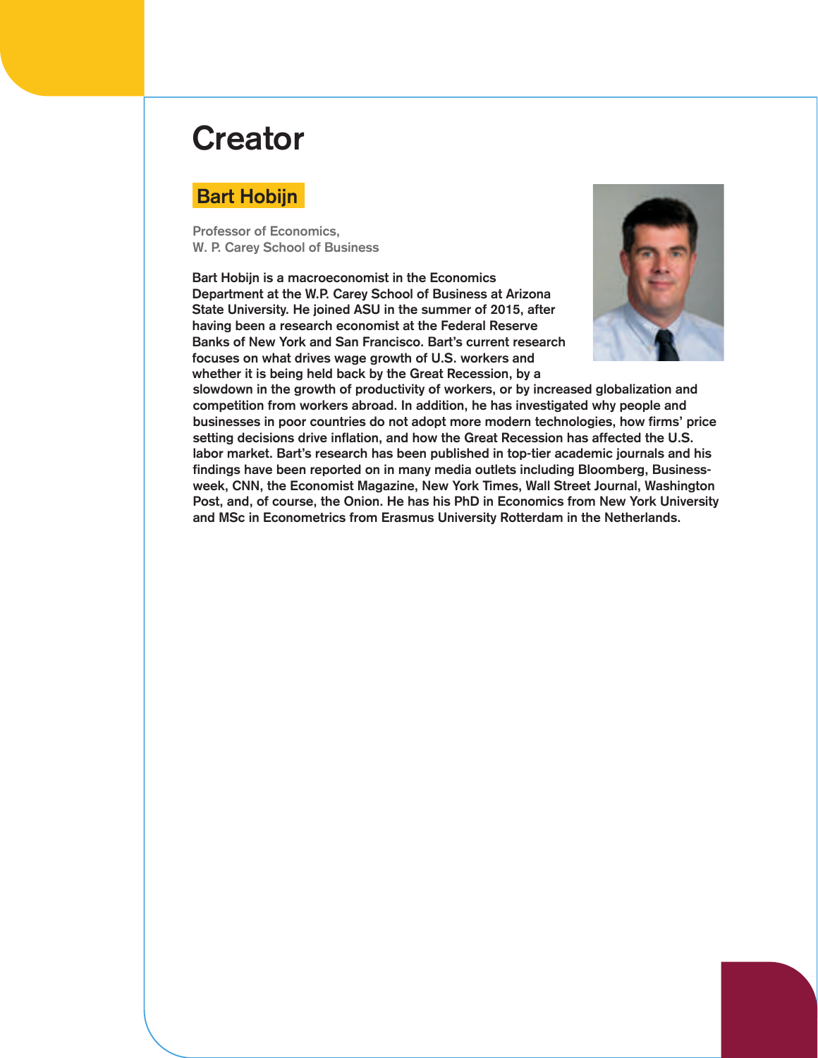# Creator

## Bart Hobijn

Professor of Economics,
W. P. Carey School of Business

**Bart Hobijn is a macroeconomist in the Economics Department at the W.P. Carey School of Business at Arizona State University. He joined ASU in the summer of 2015, after having been a research economist at the Federal Reserve Banks of New York and San Francisco. Bart's current research focuses on what drives wage growth of U.S. workers and whether it is being held back by the Great Recession, by a slowdown in the growth of productivity of workers, or by increased globalization and competition from workers abroad. In addition, he has investigated why people and businesses in poor countries do not adopt more modern technologies, how firms' price setting decisions drive inflation, and how the Great Recession has affected the U.S. labor market. Bart's research has been published in top-tier academic journals and his findings have been reported on in many media outlets including Bloomberg, Business-week, CNN, the Economist Magazine, New York Times, Wall Street Journal, Washington Post, and, of course, the Onion. He has his PhD in Economics from New York University and MSc in Econometrics from Erasmus University Rotterdam in the Netherlands.**